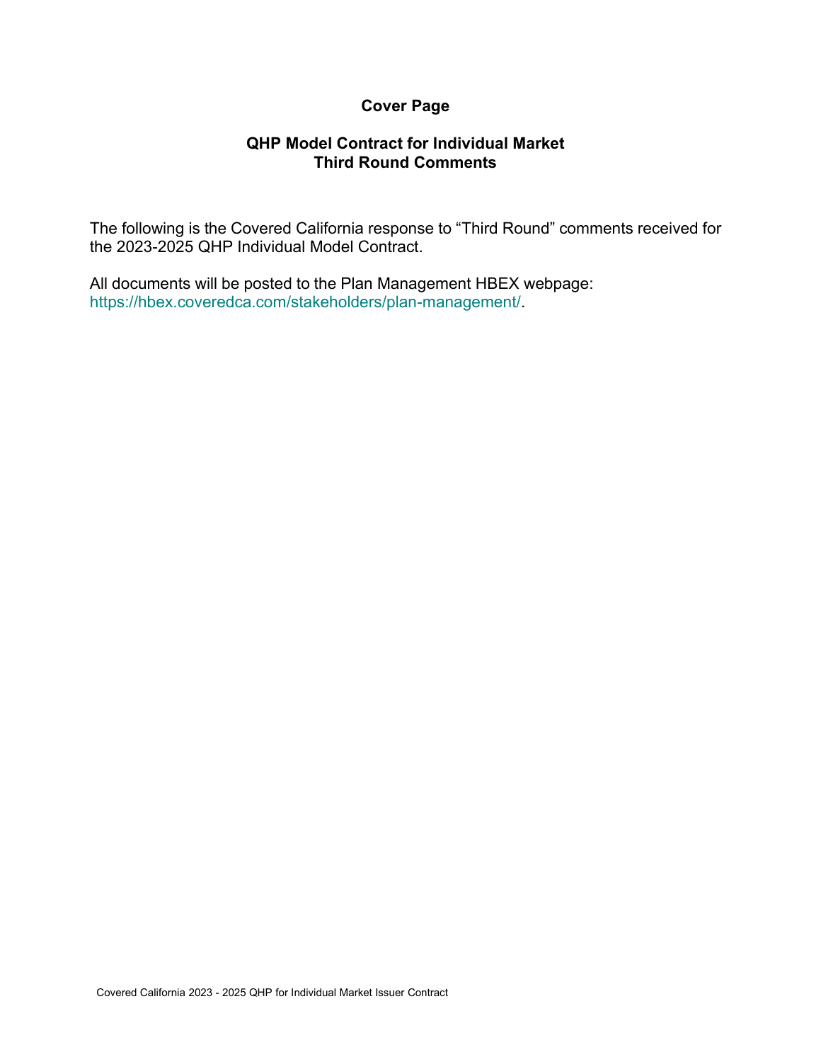# Cover Page

## QHP Model Contract for Individual Market
## Third Round Comments

The following is the Covered California response to “Third Round” comments received for the 2023-2025 QHP Individual Model Contract.

All documents will be posted to the Plan Management HBEX webpage: https://hbex.coveredca.com/stakeholders/plan-management/.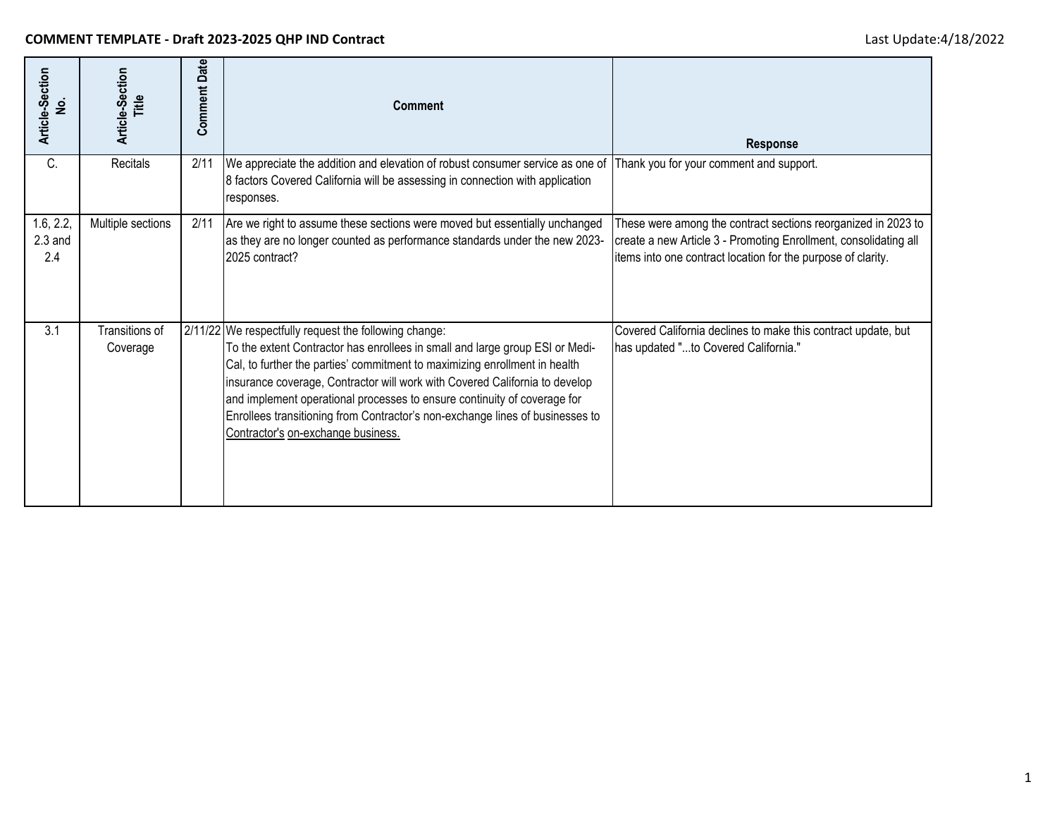**COMMENT TEMPLATE - Draft 2023-2025 QHP IND Contract**

Last Update:4/18/2022

| Article-Section No. | Article-Section Title | Comment Date | Comment | Response |
|---|---|---|---|---|
| C. | Recitals | 2/11 | We appreciate the addition and elevation of robust consumer service as one of 8 factors Covered California will be assessing in connection with application responses. | Thank you for your comment and support. |
| 1.6, 2.2, 2.3 and 2.4 | Multiple sections | 2/11 | Are we right to assume these sections were moved but essentially unchanged as they are no longer counted as performance standards under the new 2023-2025 contract? | These were among the contract sections reorganized in 2023 to create a new Article 3 - Promoting Enrollment, consolidating all items into one contract location for the purpose of clarity. |
| 3.1 | Transitions of Coverage | 2/11/22 | We respectfully request the following change:<br>To the extent Contractor has enrollees in small and large group ESI or Medi-Cal, to further the parties' commitment to maximizing enrollment in health insurance coverage, Contractor will work with Covered California to develop and implement operational processes to ensure continuity of coverage for Enrollees transitioning from Contractor's non-exchange lines of businesses to <u>Contractor's</u> <u>on-exchange business.</u> | Covered California declines to make this contract update, but has updated "...to Covered California." |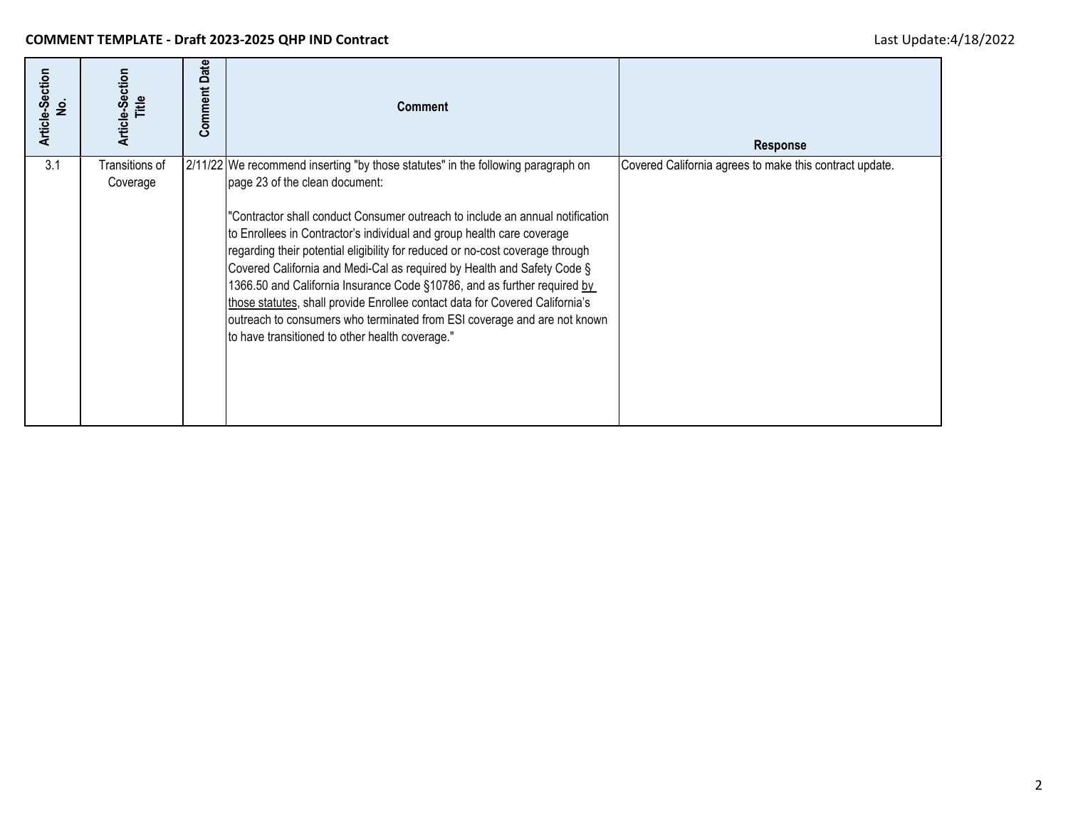**COMMENT TEMPLATE - Draft 2023-2025 QHP IND Contract**

Last Update:4/18/2022

| Article-Section No. | Article-Section Title | Comment Date | Comment | Response |
|---|---|---|---|---|
| 3.1 | Transitions of Coverage | 2/11/22 | We recommend inserting "by those statutes" in the following paragraph on page 23 of the clean document:<br><br>"Contractor shall conduct Consumer outreach to include an annual notification to Enrollees in Contractor's individual and group health care coverage regarding their potential eligibility for reduced or no-cost coverage through Covered California and Medi-Cal as required by Health and Safety Code § 1366.50 and California Insurance Code §10786, and as further required <u>by those statutes</u>, shall provide Enrollee contact data for Covered California's outreach to consumers who terminated from ESI coverage and are not known to have transitioned to other health coverage." | Covered California agrees to make this contract update. |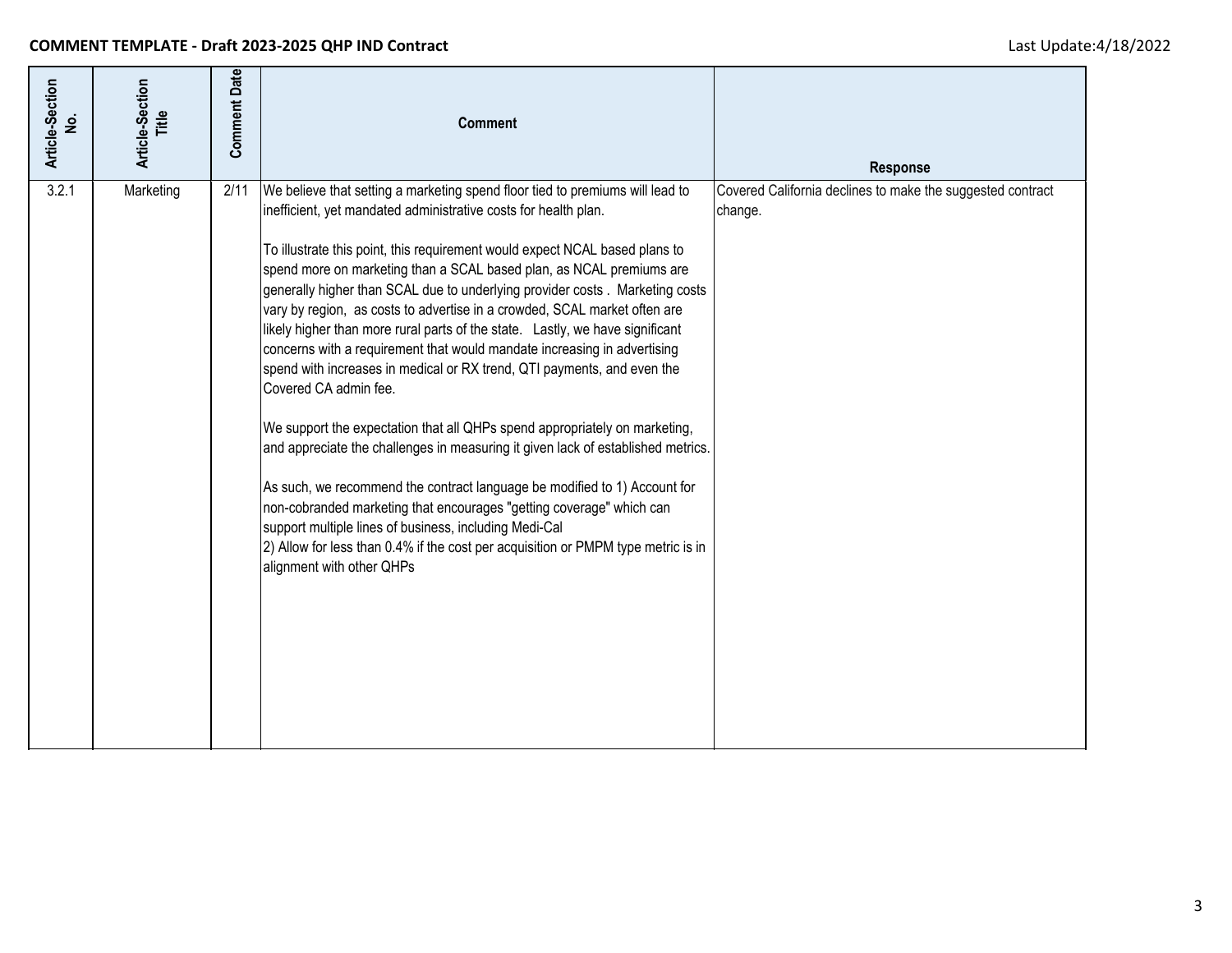**COMMENT TEMPLATE - Draft 2023-2025 QHP IND Contract**

Last Update:4/18/2022

| Article-Section No. | Article-Section Title | Comment Date | Comment | Response |
|---|---|---|---|---|
| 3.2.1 | Marketing | 2/11 | We believe that setting a marketing spend floor tied to premiums will lead to inefficient, yet mandated administrative costs for health plan.<br><br>To illustrate this point, this requirement would expect NCAL based plans to spend more on marketing than a SCAL based plan, as NCAL premiums are generally higher than SCAL due to underlying provider costs . Marketing costs vary by region, as costs to advertise in a crowded, SCAL market often are likely higher than more rural parts of the state. Lastly, we have significant concerns with a requirement that would mandate increasing in advertising spend with increases in medical or RX trend, QTI payments, and even the Covered CA admin fee.<br><br>We support the expectation that all QHPs spend appropriately on marketing, and appreciate the challenges in measuring it given lack of established metrics.<br><br>As such, we recommend the contract language be modified to 1) Account for non-cobranded marketing that encourages "getting coverage" which can support multiple lines of business, including Medi-Cal<br>2) Allow for less than 0.4% if the cost per acquisition or PMPM type metric is in alignment with other QHPs | Covered California declines to make the suggested contract change. |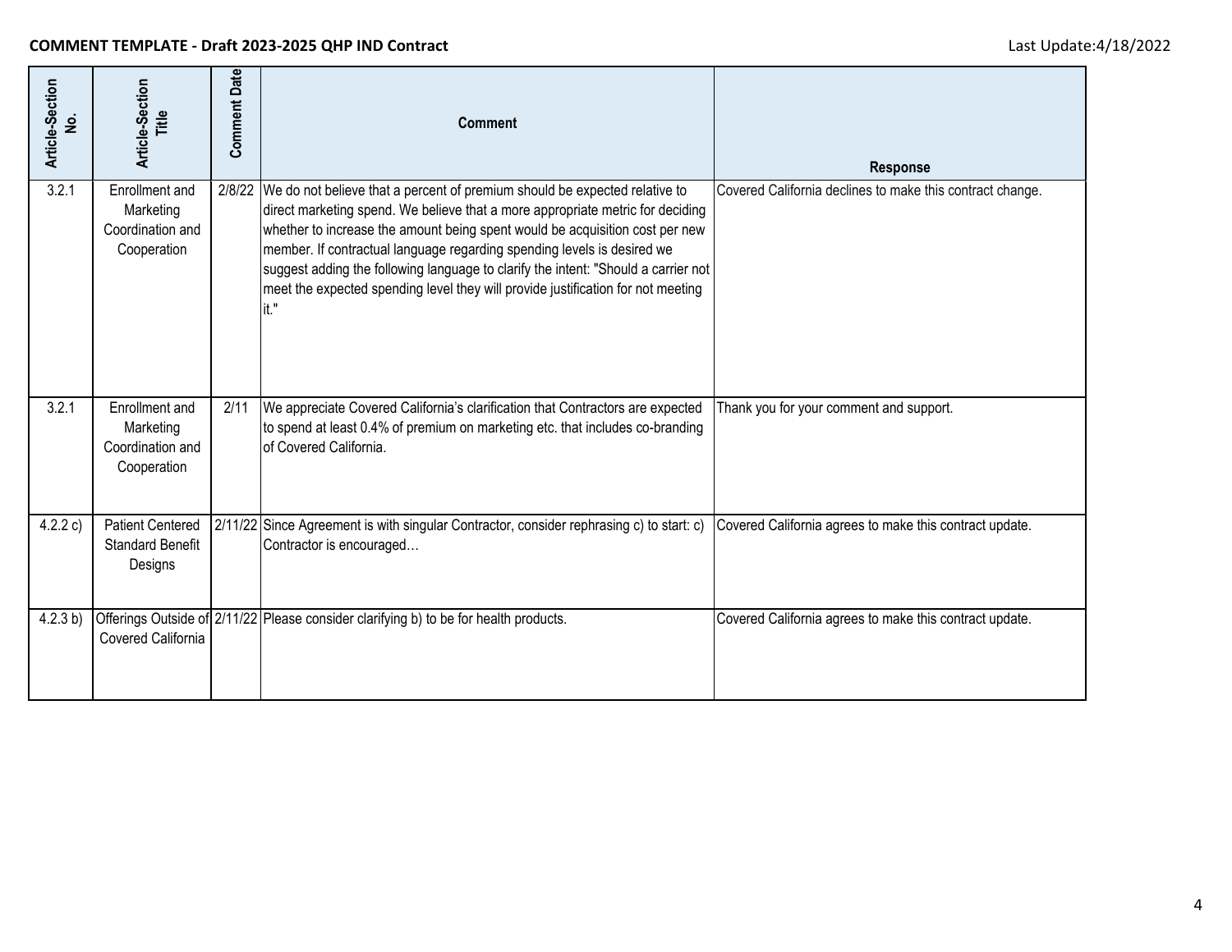**COMMENT TEMPLATE - Draft 2023-2025 QHP IND Contract** Last Update:4/18/2022

| Article-Section No. | Article-Section Title | Comment Date | Comment | Response |
|---|---|---|---|---|
| 3.2.1 | Enrollment and Marketing Coordination and Cooperation | 2/8/22 | We do not believe that a percent of premium should be expected relative to direct marketing spend. We believe that a more appropriate metric for deciding whether to increase the amount being spent would be acquisition cost per new member. If contractual language regarding spending levels is desired we suggest adding the following language to clarify the intent: "Should a carrier not meet the expected spending level they will provide justification for not meeting it." | Covered California declines to make this contract change. |
| 3.2.1 | Enrollment and Marketing Coordination and Cooperation | 2/11 | We appreciate Covered California's clarification that Contractors are expected to spend at least 0.4% of premium on marketing etc. that includes co-branding of Covered California. | Thank you for your comment and support. |
| 4.2.2 c) | Patient Centered Standard Benefit Designs | 2/11/22 | Since Agreement is with singular Contractor, consider rephrasing c) to start: c) Contractor is encouraged… | Covered California agrees to make this contract update. |
| 4.2.3 b) | Offerings Outside of Covered California | 2/11/22 | Please consider clarifying b) to be for health products. | Covered California agrees to make this contract update. |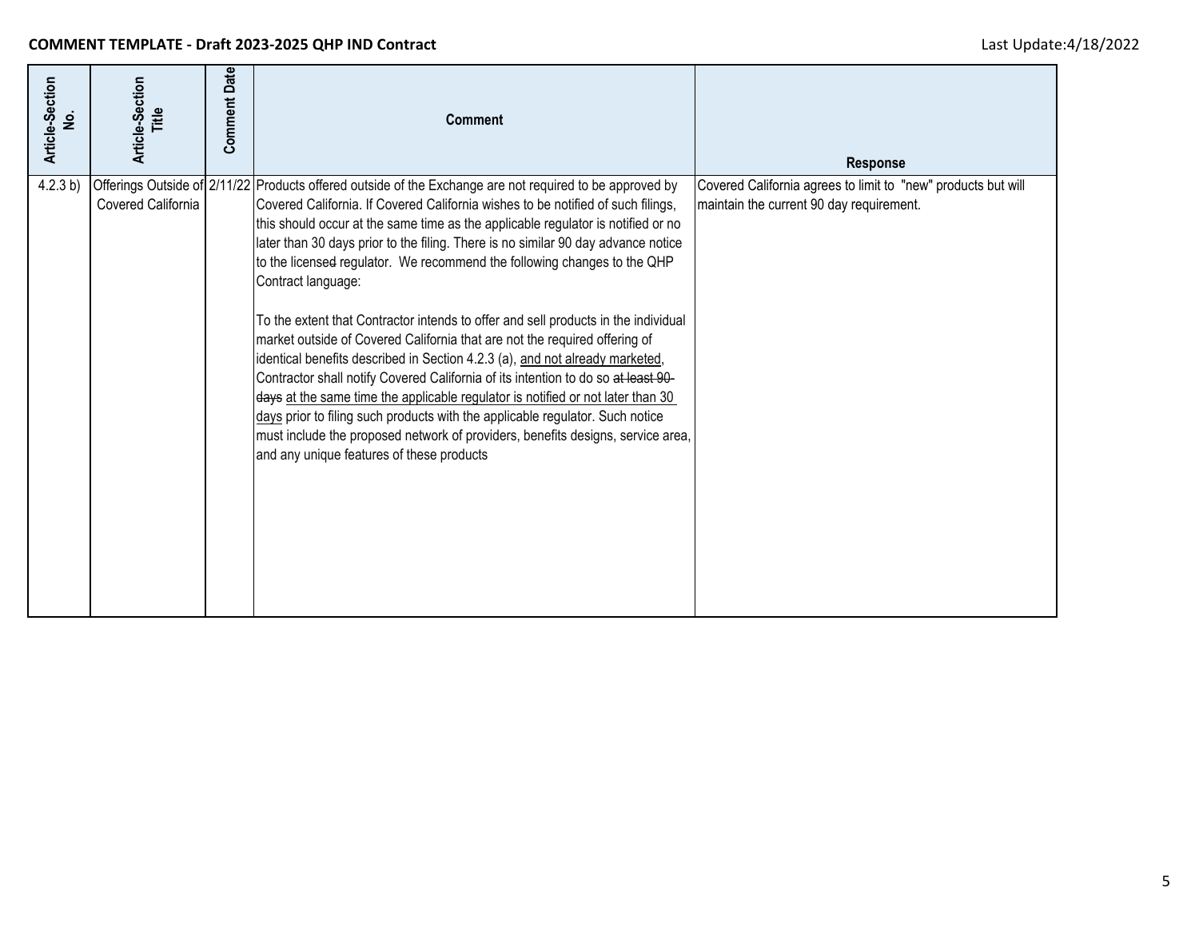**COMMENT TEMPLATE - Draft 2023-2025 QHP IND Contract**

| Article-Section No. | Article-Section Title | Comment Date | Comment | Response |
|---|---|---|---|---|
| 4.2.3 b) | Offerings Outside of Covered California | 2/11/22 | Products offered outside of the Exchange are not required to be approved by Covered California. If Covered California wishes to be notified of such filings, this should occur at the same time as the applicable regulator is notified or no later than 30 days prior to the filing. There is no similar 90 day advance notice to the licensed regulator. We recommend the following changes to the QHP Contract language:<br><br>To the extent that Contractor intends to offer and sell products in the individual market outside of Covered California that are not the required offering of identical benefits described in Section 4.2.3 (a), <u>and not already marketed</u>, Contractor shall notify Covered California of its intention to do so ~~at least 90 days~~ <u>at the same time the applicable regulator is notified or not later than 30 days</u> prior to filing such products with the applicable regulator. Such notice must include the proposed network of providers, benefits designs, service area, and any unique features of these products | Covered California agrees to limit to "new" products but will maintain the current 90 day requirement. |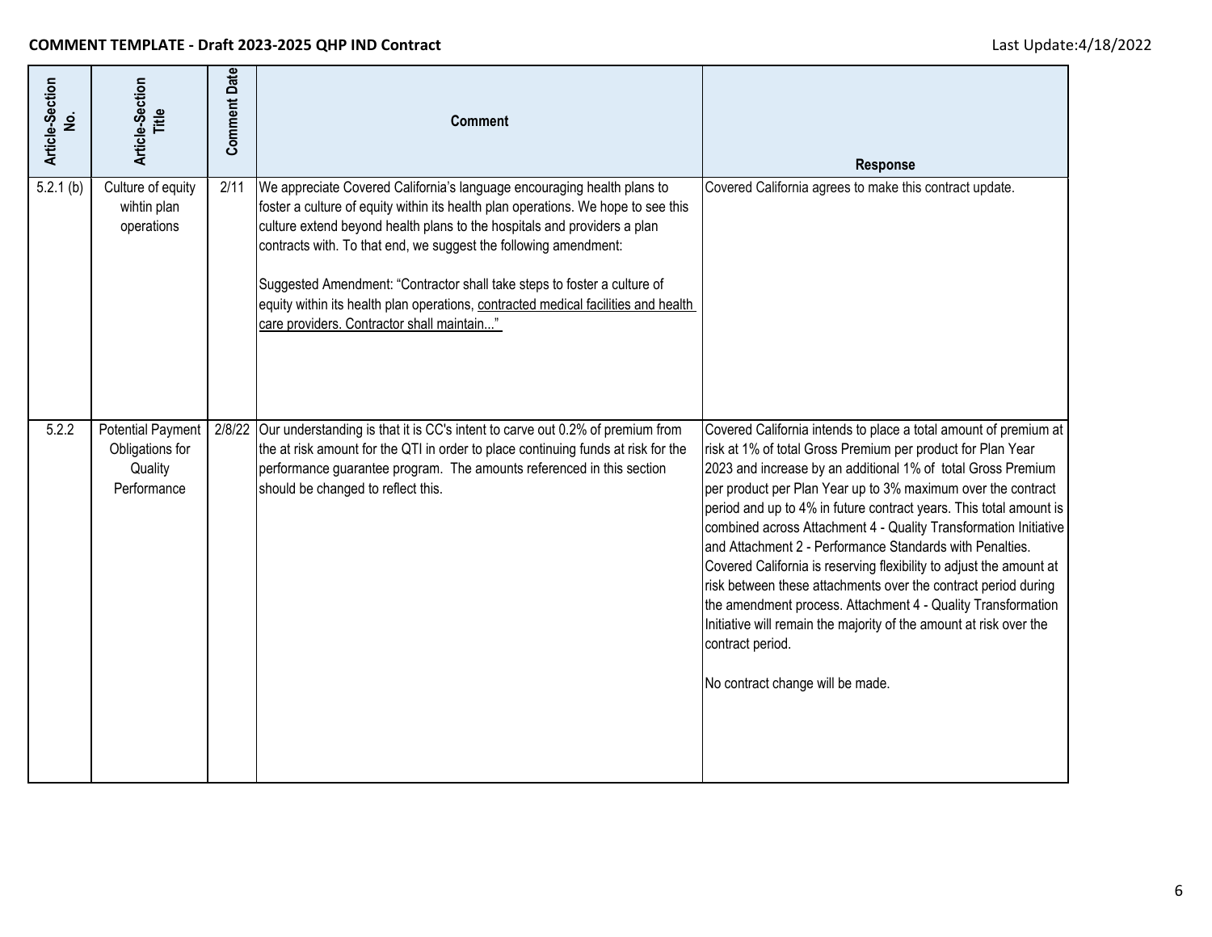**COMMENT TEMPLATE - Draft 2023-2025 QHP IND Contract**

Last Update:4/18/2022

| Article-Section No. | Article-Section Title | Comment Date | Comment | Response |
|---|---|---|---|---|
| 5.2.1 (b) | Culture of equity wihtin plan operations | 2/11 | We appreciate Covered California's language encouraging health plans to foster a culture of equity within its health plan operations. We hope to see this culture extend beyond health plans to the hospitals and providers a plan contracts with. To that end, we suggest the following amendment:<br><br>Suggested Amendment: "Contractor shall take steps to foster a culture of equity within its health plan operations, <u>contracted medical facilities and health care providers. Contractor shall maintain..."</u> | Covered California agrees to make this contract update. |
| 5.2.2 | Potential Payment Obligations for Quality Performance | 2/8/22 | Our understanding is that it is CC's intent to carve out 0.2% of premium from the at risk amount for the QTI in order to place continuing funds at risk for the performance guarantee program. The amounts referenced in this section should be changed to reflect this. | Covered California intends to place a total amount of premium at risk at 1% of total Gross Premium per product for Plan Year 2023 and increase by an additional 1% of total Gross Premium per product per Plan Year up to 3% maximum over the contract period and up to 4% in future contract years. This total amount is combined across Attachment 4 - Quality Transformation Initiative and Attachment 2 - Performance Standards with Penalties. Covered California is reserving flexibility to adjust the amount at risk between these attachments over the contract period during the amendment process. Attachment 4 - Quality Transformation Initiative will remain the majority of the amount at risk over the contract period.<br><br>No contract change will be made. |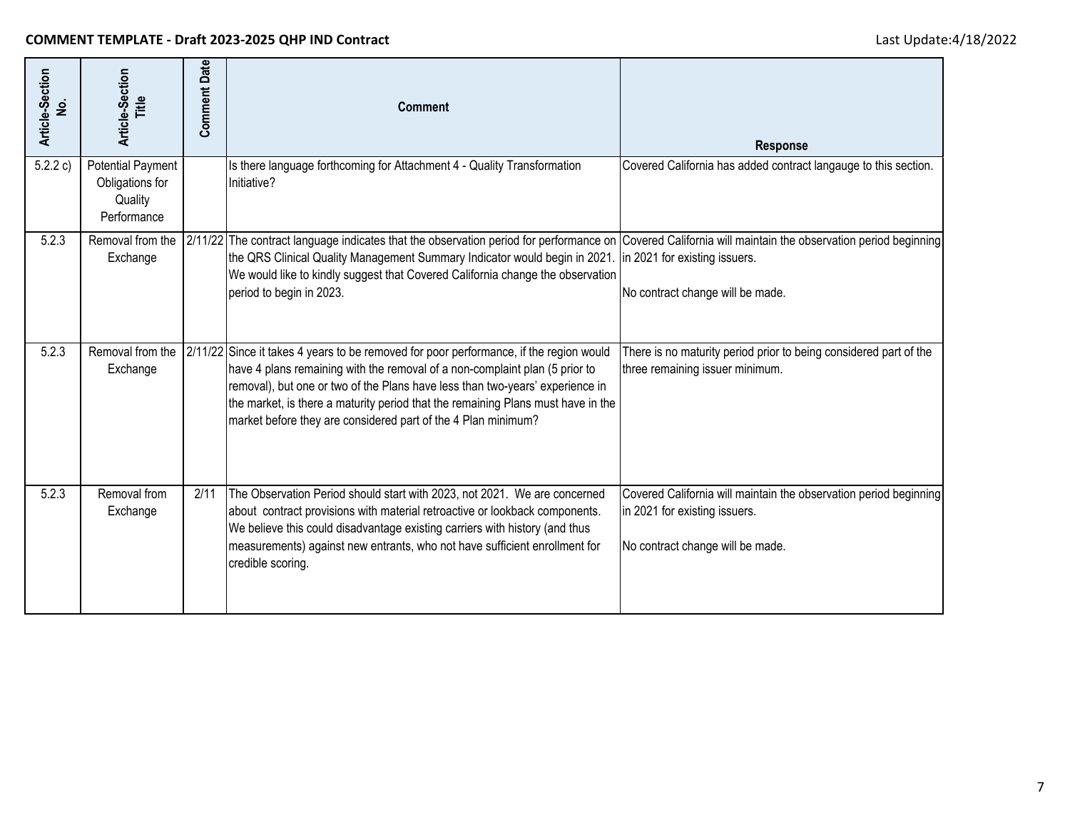**COMMENT TEMPLATE - Draft 2023-2025 QHP IND Contract**

Last Update:4/18/2022

| Article-Section No. | Article-Section Title | Comment Date | Comment | Response |
|---|---|---|---|---|
| 5.2.2 c) | Potential Payment Obligations for Quality Performance | | Is there language forthcoming for Attachment 4 - Quality Transformation Initiative? | Covered California has added contract langauge to this section. |
| 5.2.3 | Removal from the Exchange | 2/11/22 | The contract language indicates that the observation period for performance on the QRS Clinical Quality Management Summary Indicator would begin in 2021. We would like to kindly suggest that Covered California change the observation period to begin in 2023. | Covered California will maintain the observation period beginning in 2021 for existing issuers.<br><br>No contract change will be made. |
| 5.2.3 | Removal from the Exchange | 2/11/22 | Since it takes 4 years to be removed for poor performance, if the region would have 4 plans remaining with the removal of a non-complaint plan (5 prior to removal), but one or two of the Plans have less than two-years' experience in the market, is there a maturity period that the remaining Plans must have in the market before they are considered part of the 4 Plan minimum? | There is no maturity period prior to being considered part of the three remaining issuer minimum. |
| 5.2.3 | Removal from Exchange | 2/11 | The Observation Period should start with 2023, not 2021. We are concerned about contract provisions with material retroactive or lookback components. We believe this could disadvantage existing carriers with history (and thus measurements) against new entrants, who not have sufficient enrollment for credible scoring. | Covered California will maintain the observation period beginning in 2021 for existing issuers.<br><br>No contract change will be made. |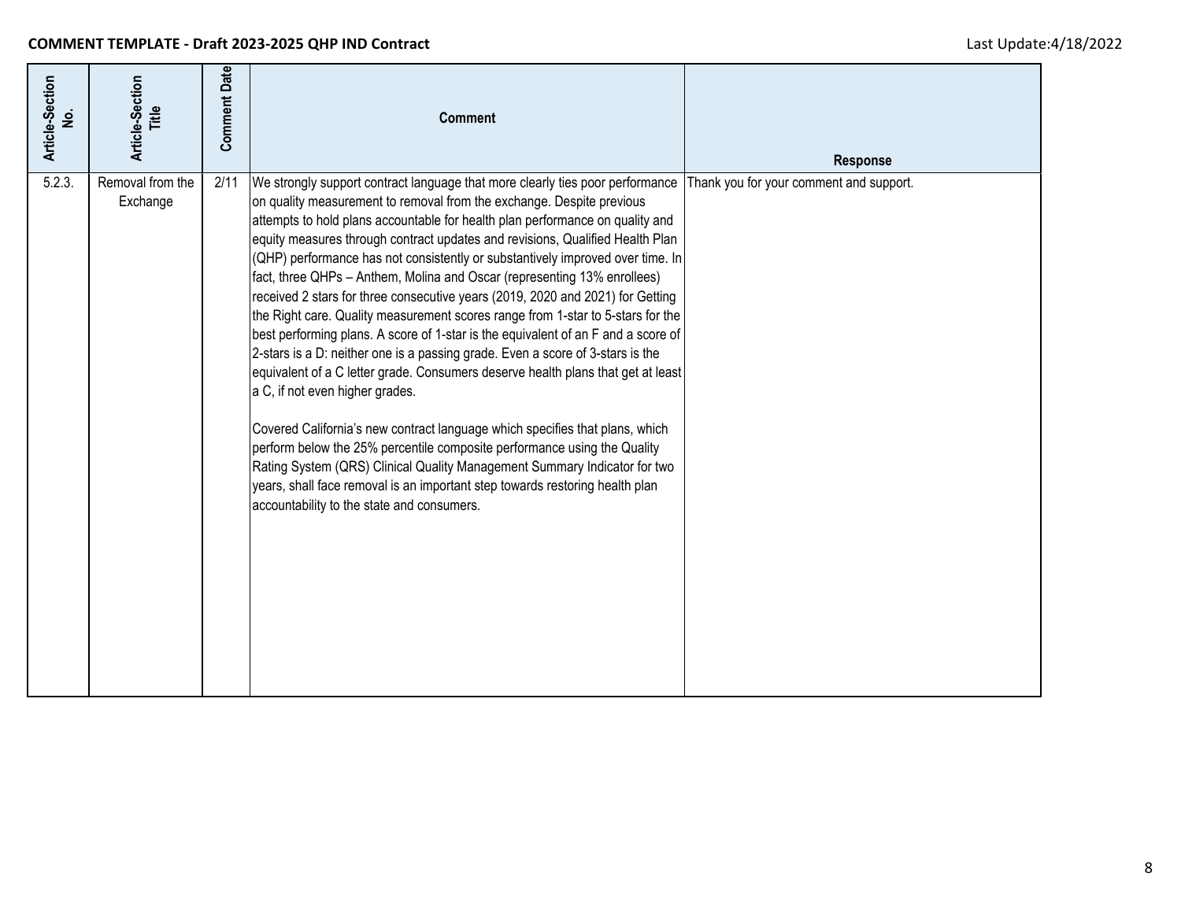**COMMENT TEMPLATE - Draft 2023-2025 QHP IND Contract**

Last Update:4/18/2022

| Article-Section No. | Article-Section Title | Comment Date | Comment | Response |
|---|---|---|---|---|
| 5.2.3. | Removal from the Exchange | 2/11 | We strongly support contract language that more clearly ties poor performance on quality measurement to removal from the exchange. Despite previous attempts to hold plans accountable for health plan performance on quality and equity measures through contract updates and revisions, Qualified Health Plan (QHP) performance has not consistently or substantively improved over time. In fact, three QHPs – Anthem, Molina and Oscar (representing 13% enrollees) received 2 stars for three consecutive years (2019, 2020 and 2021) for Getting the Right care. Quality measurement scores range from 1-star to 5-stars for the best performing plans. A score of 1-star is the equivalent of an F and a score of 2-stars is a D: neither one is a passing grade. Even a score of 3-stars is the equivalent of a C letter grade. Consumers deserve health plans that get at least a C, if not even higher grades.<br><br>Covered California's new contract language which specifies that plans, which perform below the 25% percentile composite performance using the Quality Rating System (QRS) Clinical Quality Management Summary Indicator for two years, shall face removal is an important step towards restoring health plan accountability to the state and consumers. | Thank you for your comment and support. |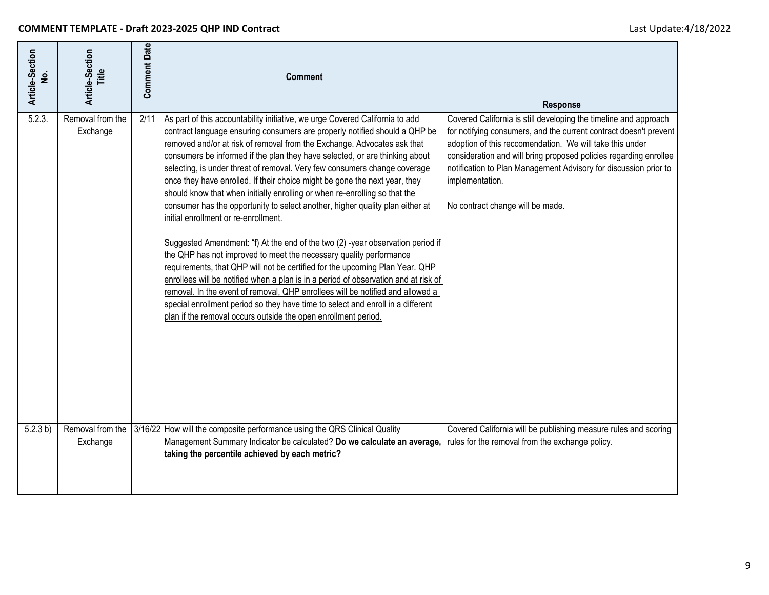**COMMENT TEMPLATE - Draft 2023-2025 QHP IND Contract**

Last Update:4/18/2022

| Article-Section No. | Article-Section Title | Comment Date | Comment | Response |
|---|---|---|---|---|
| 5.2.3. | Removal from the Exchange | 2/11 | As part of this accountability initiative, we urge Covered California to add contract language ensuring consumers are properly notified should a QHP be removed and/or at risk of removal from the Exchange. Advocates ask that consumers be informed if the plan they have selected, or are thinking about selecting, is under threat of removal. Very few consumers change coverage once they have enrolled. If their choice might be gone the next year, they should know that when initially enrolling or when re-enrolling so that the consumer has the opportunity to select another, higher quality plan either at initial enrollment or re-enrollment.<br><br>Suggested Amendment: "f) At the end of the two (2) -year observation period if the QHP has not improved to meet the necessary quality performance requirements, that QHP will not be certified for the upcoming Plan Year. <u>QHP enrollees will be notified when a plan is in a period of observation and at risk of removal. In the event of removal, QHP enrollees will be notified and allowed a special enrollment period so they have time to select and enroll in a different plan if the removal occurs outside the open enrollment period.</u> | Covered California is still developing the timeline and approach for notifying consumers, and the current contract doesn't prevent adoption of this reccomendation. We will take this under consideration and will bring proposed policies regarding enrollee notification to Plan Management Advisory for discussion prior to implementation.<br><br>No contract change will be made. |
| 5.2.3 b) | Removal from the Exchange | 3/16/22 | How will the composite performance using the QRS Clinical Quality Management Summary Indicator be calculated? **Do we calculate an average, taking the percentile achieved by each metric?** | Covered California will be publishing measure rules and scoring rules for the removal from the exchange policy. |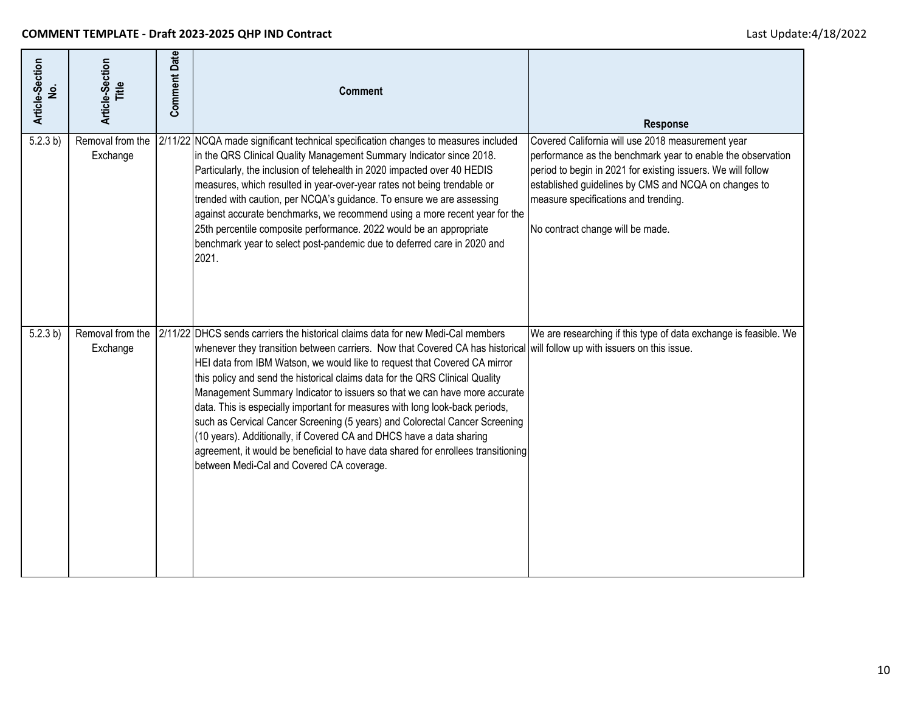**COMMENT TEMPLATE - Draft 2023-2025 QHP IND Contract**

Last Update:4/18/2022

| Article-Section No. | Article-Section Title | Comment Date | Comment | Response |
|---|---|---|---|---|
| 5.2.3 b) | Removal from the Exchange | 2/11/22 | NCQA made significant technical specification changes to measures included in the QRS Clinical Quality Management Summary Indicator since 2018. Particularly, the inclusion of telehealth in 2020 impacted over 40 HEDIS measures, which resulted in year-over-year rates not being trendable or trended with caution, per NCQA's guidance. To ensure we are assessing against accurate benchmarks, we recommend using a more recent year for the 25th percentile composite performance. 2022 would be an appropriate benchmark year to select post-pandemic due to deferred care in 2020 and 2021. | Covered California will use 2018 measurement year performance as the benchmark year to enable the observation period to begin in 2021 for existing issuers. We will follow established guidelines by CMS and NCQA on changes to measure specifications and trending.<br><br>No contract change will be made. |
| 5.2.3 b) | Removal from the Exchange | 2/11/22 | DHCS sends carriers the historical claims data for new Medi-Cal members whenever they transition between carriers. Now that Covered CA has historical HEI data from IBM Watson, we would like to request that Covered CA mirror this policy and send the historical claims data for the QRS Clinical Quality Management Summary Indicator to issuers so that we can have more accurate data. This is especially important for measures with long look-back periods, such as Cervical Cancer Screening (5 years) and Colorectal Cancer Screening (10 years). Additionally, if Covered CA and DHCS have a data sharing agreement, it would be beneficial to have data shared for enrollees transitioning between Medi-Cal and Covered CA coverage. | We are researching if this type of data exchange is feasible. We will follow up with issuers on this issue. |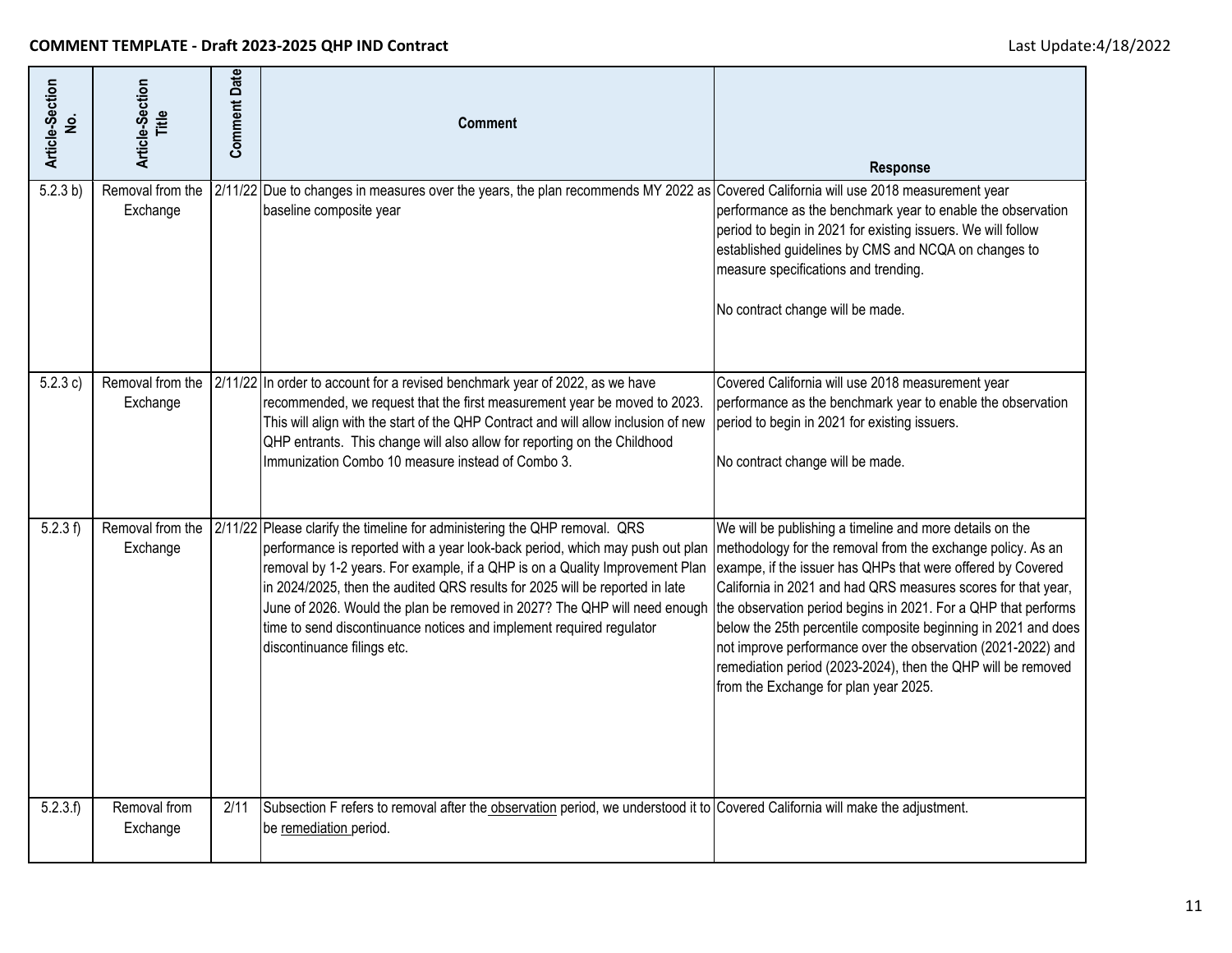**COMMENT TEMPLATE - Draft 2023-2025 QHP IND Contract**

Last Update:4/18/2022

| Article-Section No. | Article-Section Title | Comment Date | Comment | Response |
|---|---|---|---|---|
| 5.2.3 b) | Removal from the Exchange | 2/11/22 | Due to changes in measures over the years, the plan recommends MY 2022 as baseline composite year | Covered California will use 2018 measurement year performance as the benchmark year to enable the observation period to begin in 2021 for existing issuers. We will follow established guidelines by CMS and NCQA on changes to measure specifications and trending.<br><br>No contract change will be made. |
| 5.2.3 c) | Removal from the Exchange | 2/11/22 | In order to account for a revised benchmark year of 2022, as we have recommended, we request that the first measurement year be moved to 2023. This will align with the start of the QHP Contract and will allow inclusion of new QHP entrants. This change will also allow for reporting on the Childhood Immunization Combo 10 measure instead of Combo 3. | Covered California will use 2018 measurement year performance as the benchmark year to enable the observation period to begin in 2021 for existing issuers.<br><br>No contract change will be made. |
| 5.2.3 f) | Removal from the Exchange | 2/11/22 | Please clarify the timeline for administering the QHP removal. QRS performance is reported with a year look-back period, which may push out plan removal by 1-2 years. For example, if a QHP is on a Quality Improvement Plan in 2024/2025, then the audited QRS results for 2025 will be reported in late June of 2026. Would the plan be removed in 2027? The QHP will need enough time to send discontinuance notices and implement required regulator discontinuance filings etc. | We will be publishing a timeline and more details on the methodology for the removal from the exchange policy. As an exampe, if the issuer has QHPs that were offered by Covered California in 2021 and had QRS measures scores for that year, the observation period begins in 2021. For a QHP that performs below the 25th percentile composite beginning in 2021 and does not improve performance over the observation (2021-2022) and remediation period (2023-2024), then the QHP will be removed from the Exchange for plan year 2025. |
| 5.2.3.f) | Removal from Exchange | 2/11 | Subsection F refers to removal after the observation period, we understood it to be remediation period. | Covered California will make the adjustment. |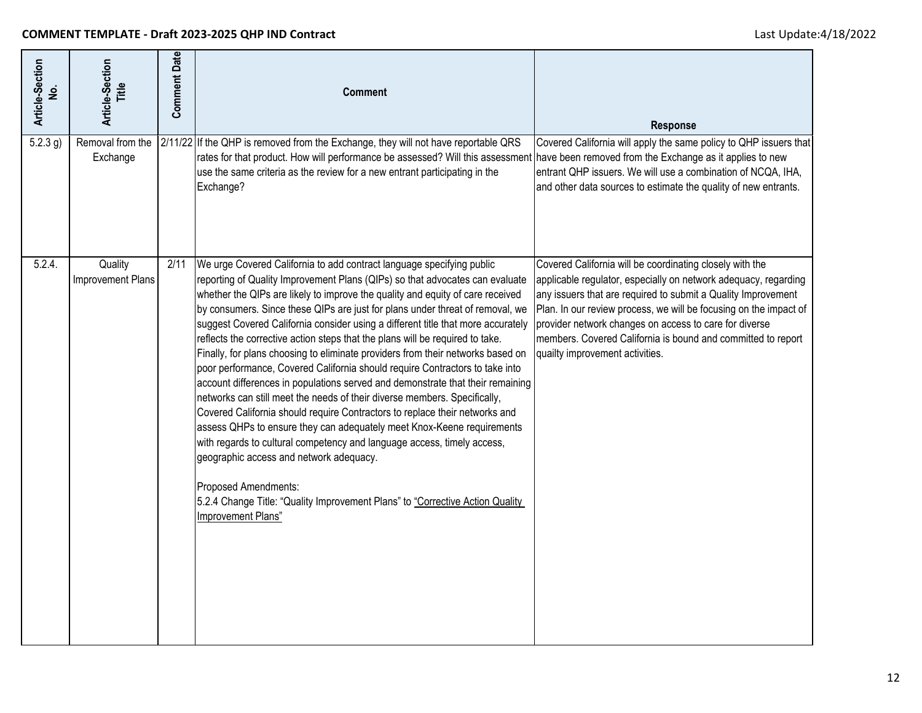**COMMENT TEMPLATE - Draft 2023-2025 QHP IND Contract**

Last Update:4/18/2022

| Article-Section No. | Article-Section Title | Comment Date | Comment | Response |
|---|---|---|---|---|
| 5.2.3 g) | Removal from the Exchange | 2/11/22 | If the QHP is removed from the Exchange, they will not have reportable QRS rates for that product. How will performance be assessed? Will this assessment use the same criteria as the review for a new entrant participating in the Exchange? | Covered California will apply the same policy to QHP issuers that have been removed from the Exchange as it applies to new entrant QHP issuers. We will use a combination of NCQA, IHA, and other data sources to estimate the quality of new entrants. |
| 5.2.4. | Quality Improvement Plans | 2/11 | We urge Covered California to add contract language specifying public reporting of Quality Improvement Plans (QIPs) so that advocates can evaluate whether the QIPs are likely to improve the quality and equity of care received by consumers. Since these QIPs are just for plans under threat of removal, we suggest Covered California consider using a different title that more accurately reflects the corrective action steps that the plans will be required to take. Finally, for plans choosing to eliminate providers from their networks based on poor performance, Covered California should require Contractors to take into account differences in populations served and demonstrate that their remaining networks can still meet the needs of their diverse members. Specifically, Covered California should require Contractors to replace their networks and assess QHPs to ensure they can adequately meet Knox-Keene requirements with regards to cultural competency and language access, timely access, geographic access and network adequacy.<br><br>Proposed Amendments:<br>5.2.4 Change Title: "Quality Improvement Plans" to "Corrective Action Quality Improvement Plans" | Covered California will be coordinating closely with the applicable regulator, especially on network adequacy, regarding any issuers that are required to submit a Quality Improvement Plan. In our review process, we will be focusing on the impact of provider network changes on access to care for diverse members. Covered California is bound and committed to report quailty improvement activities. |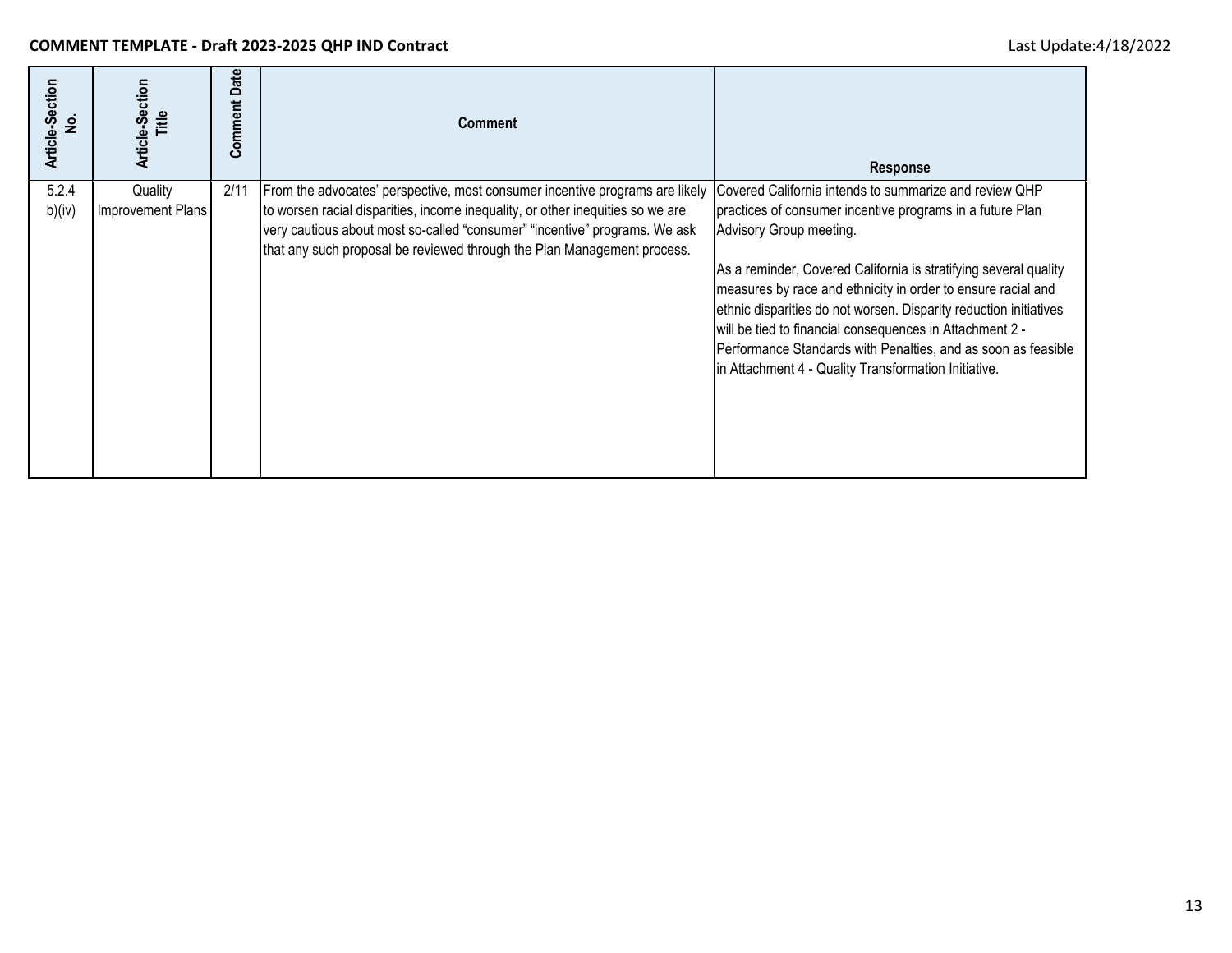**COMMENT TEMPLATE - Draft 2023-2025 QHP IND Contract** Last Update:4/18/2022

| Article-Section No. | Article-Section Title | Comment Date | Comment | Response |
|---|---|---|---|---|
| 5.2.4 b)(iv) | Quality Improvement Plans | 2/11 | From the advocates' perspective, most consumer incentive programs are likely to worsen racial disparities, income inequality, or other inequities so we are very cautious about most so-called "consumer" "incentive" programs. We ask that any such proposal be reviewed through the Plan Management process. | Covered California intends to summarize and review QHP practices of consumer incentive programs in a future Plan Advisory Group meeting.<br><br>As a reminder, Covered California is stratifying several quality measures by race and ethnicity in order to ensure racial and ethnic disparities do not worsen. Disparity reduction initiatives will be tied to financial consequences in Attachment 2 - Performance Standards with Penalties, and as soon as feasible in Attachment 4 - Quality Transformation Initiative. |